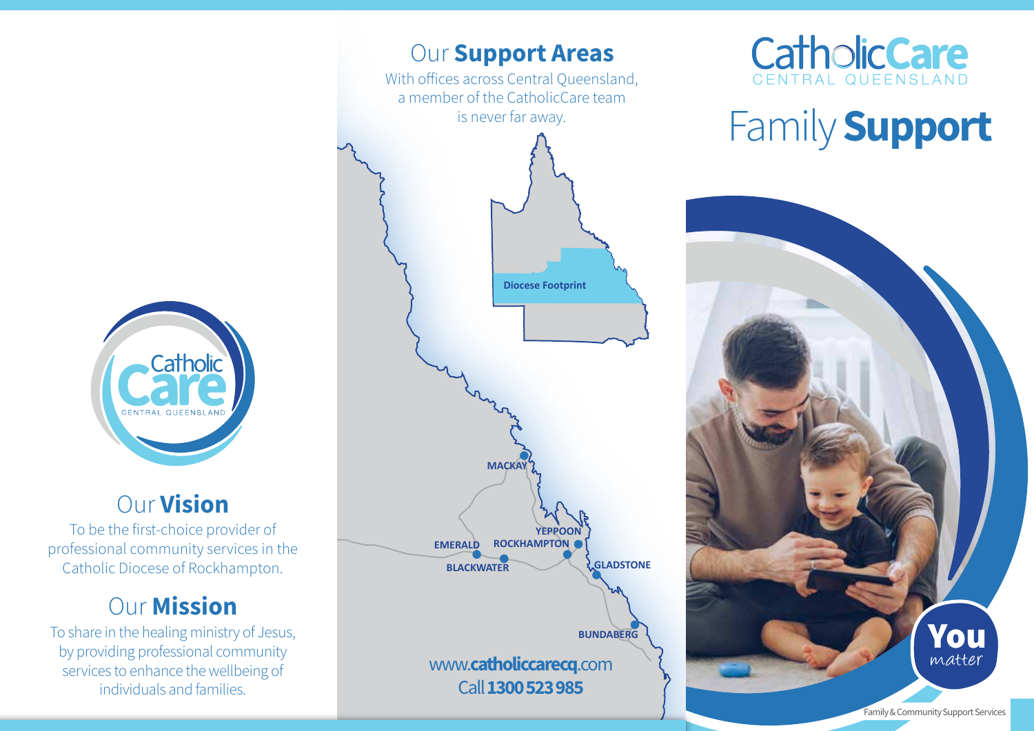# CatholicCare CENTRAL QUEENSLAND

# Family **Support**

**You** matter

Family & Community Support Services

## Our **Support Areas**

With offices across Central Queensland, a member of the CatholicCare team is never far away.

Diocese Footprint

MACKAY

YEPPOON

EMERALD

ROCKHAMPTON

BLACKWATER

GLADSTONE

BUNDABERG

www.**catholiccarecq**.com

Call **1300 523 985**

## Our **Vision**

To be the first-choice provider of professional community services in the Catholic Diocese of Rockhampton.

## Our **Mission**

To share in the healing ministry of Jesus, by providing professional community services to enhance the wellbeing of individuals and families.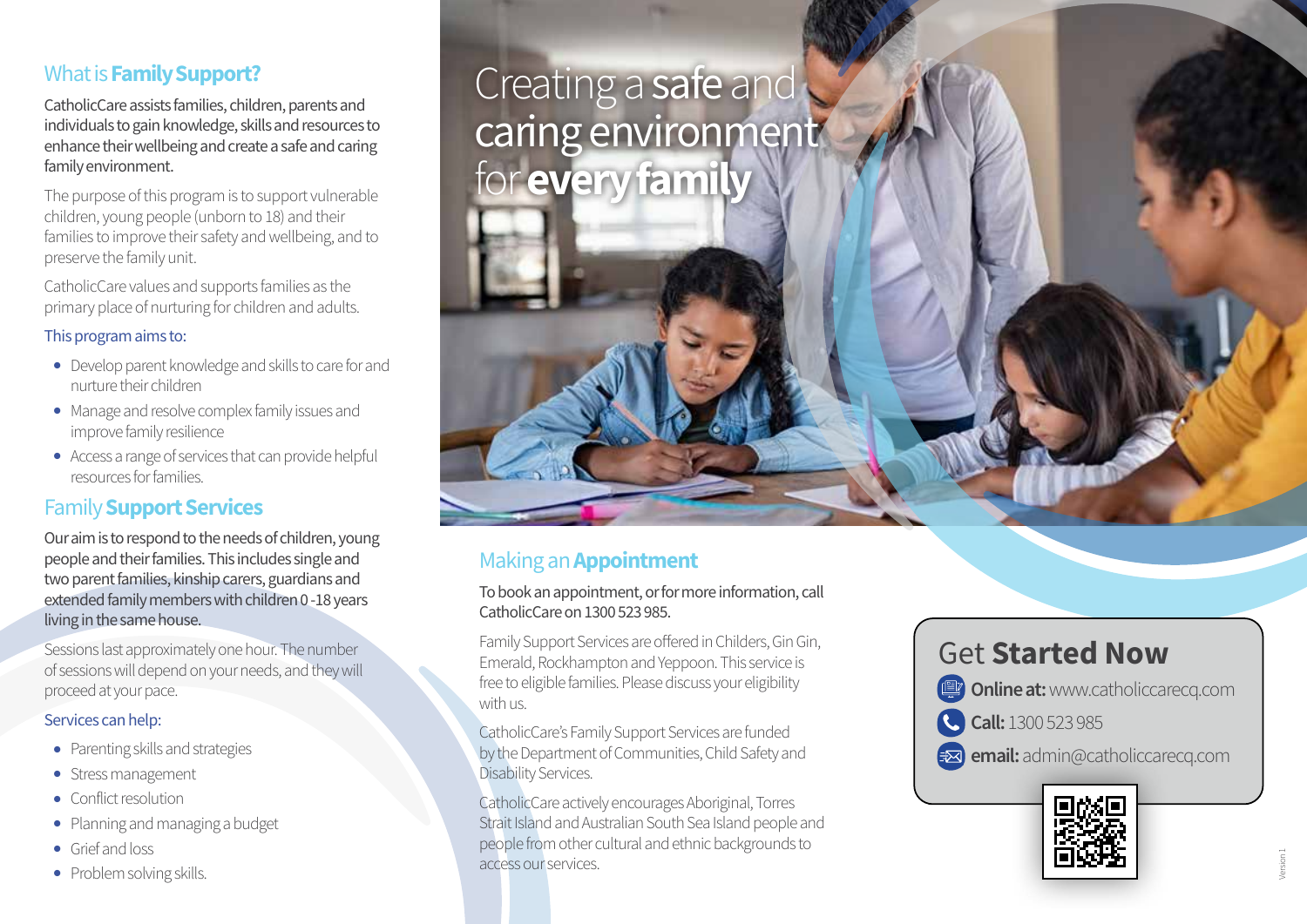## What is **Family Support?**

CatholicCare assists families, children, parents and individuals to gain knowledge, skills and resources to enhance their wellbeing and create a safe and caring family environment.

The purpose of this program is to support vulnerable children, young people (unborn to 18) and their families to improve their safety and wellbeing, and to preserve the family unit.

CatholicCare values and supports families as the primary place of nurturing for children and adults.

This program aims to:

- Develop parent knowledge and skills to care for and nurture their children
- Manage and resolve complex family issues and improve family resilience
- Access a range of services that can provide helpful resources for families.

## Family **Support Services**

Our aim is to respond to the needs of children, young people and their families. This includes single and two parent families, kinship carers, guardians and extended family members with children 0 -18 years living in the same house.

Sessions last approximately one hour. The number of sessions will depend on your needs, and they will proceed at your pace.

Services can help:

- Parenting skills and strategies
- Stress management
- Conflict resolution
- Planning and managing a budget
- Grief and loss
- Problem solving skills.

# Creating a **safe** and caring environment for **every family**

## Making an **Appointment**

To book an appointment, or for more information, call CatholicCare on 1300 523 985.

Family Support Services are offered in Childers, Gin Gin, Emerald, Rockhampton and Yeppoon. This service is free to eligible families. Please discuss your eligibility with us.

CatholicCare's Family Support Services are funded by the Department of Communities, Child Safety and Disability Services.

CatholicCare actively encourages Aboriginal, Torres Strait Island and Australian South Sea Island people and people from other cultural and ethnic backgrounds to access our services.

## Get **Started Now**

**Online at:** www.catholiccarecq.com

**Call:** 1300 523 985

**email:** admin@catholiccarecq.com

Version 1